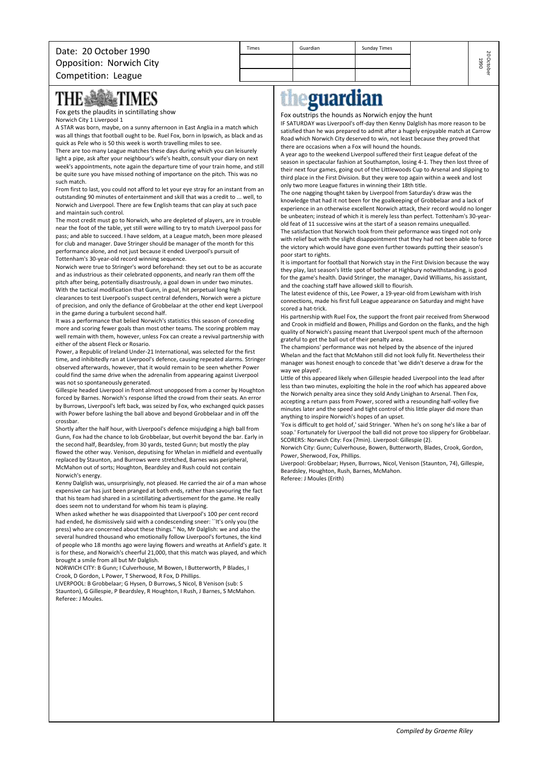Date: 20 October 1990
Opposition: Norwich City
Competition: League

| Times | Guardian | Sunday Times |
|---|---|---|
| | | |
| | | |

## THE TIMES

Fox gets the plaudits in scintillating show

Norwich City 1 Liverpool 1

A STAR was born, maybe, on a sunny afternoon in East Anglia in a match which was all things that football ought to be. Ruel Fox, born in Ipswich, as black and as quick as Pele who is 50 this week is worth travelling miles to see.

There are too many League matches these days during which you can leisurely light a pipe, ask after your neighbour's wife's health, consult your diary on next week's appointments, note again the departure time of your train home, and still be quite sure you have missed nothing of importance on the pitch. This was no such match.

From first to last, you could not afford to let your eye stray for an instant from an outstanding 90 minutes of entertainment and skill that was a credit to ... well, to Norwich and Liverpool. There are few English teams that can play at such pace and maintain such control.

The most credit must go to Norwich, who are depleted of players, are in trouble near the foot of the table, yet still were willing to try to match Liverpool pass for pass; and able to succeed. I have seldom, at a League match, been more pleased for club and manager. Dave Stringer should be manager of the month for this performance alone, and not just because it ended Liverpool's pursuit of Tottenham's 30-year-old record winning sequence.

Norwich were true to Stringer's word beforehand: they set out to be as accurate and as industrious as their celebrated opponents, and nearly ran them off the pitch after being, potentially disastrously, a goal down in under two minutes. With the tactical modification that Gunn, in goal, hit perpetual long high clearances to test Liverpool's suspect central defenders, Norwich were a picture of precision, and only the defiance of Grobbelaar at the other end kept Liverpool in the game during a turbulent second half.

It was a performance that belied Norwich's statistics this season of conceding more and scoring fewer goals than most other teams. The scoring problem may well remain with them, however, unless Fox can create a revival partnership with either of the absent Fleck or Rosario.

Power, a Republic of Ireland Under-21 International, was selected for the first time, and inhibitedly ran at Liverpool's defence, causing repeated alarms. Stringer observed afterwards, however, that it would remain to be seen whether Power could find the same drive when the adrenalin from appearing against Liverpool was not so spontaneously generated.

Gillespie headed Liverpool in front almost unopposed from a corner by Houghton forced by Barnes. Norwich's response lifted the crowd from their seats. An error by Burrows, Liverpool's left back, was seized by Fox, who exchanged quick passes with Power before lashing the ball above and beyond Grobbelaar and in off the crossbar.

Shortly after the half hour, with Liverpool's defence misjudging a high ball from Gunn, Fox had the chance to lob Grobbelaar, but overhit beyond the bar. Early in the second half, Beardsley, from 30 yards, tested Gunn; but mostly the play flowed the other way. Venison, deputising for Whelan in midfield and eventually replaced by Staunton, and Burrows were stretched, Barnes was peripheral, McMahon out of sorts; Houghton, Beardsley and Rush could not contain Norwich's energy.

Kenny Dalglish was, unsurprisingly, not pleased. He carried the air of a man whose expensive car has just been pranged at both ends, rather than savouring the fact that his team had shared in a scintillating advertisement for the game. He really does seem not to understand for whom his team is playing.

When asked whether he was disappointed that Liverpool's 100 per cent record had ended, he dismissively said with a condescending sneer: ``It's only you (the press) who are concerned about these things.'' No, Mr Dalglish: we and also the several hundred thousand who emotionally follow Liverpool's fortunes, the kind of people who 18 months ago were laying flowers and wreaths at Anfield's gate. It is for these, and Norwich's cheerful 21,000, that this match was played, and which brought a smile from all but Mr Dalglish.

NORWICH CITY: B Gunn; I Culverhouse, M Bowen, I Butterworth, P Blades, I Crook, D Gordon, L Power, T Sherwood, R Fox, D Phillips.

LIVERPOOL: B Grobbelaar; G Hysen, D Burrows, S Nicol, B Venison (sub: S Staunton), G Gillespie, P Beardsley, R Houghton, I Rush, J Barnes, S McMahon.

Referee: J Moules.

## the guardian

Fox outstrips the hounds as Norwich enjoy the hunt

IF SATURDAY was Liverpool's off-day then Kenny Dalglish has more reason to be satisfied than he was prepared to admit after a hugely enjoyable match at Carrow Road which Norwich City deserved to win, not least because they proved that there are occasions when a Fox will hound the hounds.

A year ago to the weekend Liverpool suffered their first League defeat of the season in spectacular fashion at Southampton, losing 4-1. They then lost three of their next four games, going out of the Littlewoods Cup to Arsenal and slipping to third place in the First Division. But they were top again within a week and lost only two more League fixtures in winning their 18th title.

The one nagging thought taken by Liverpool from Saturday's draw was the knowledge that had it not been for the goalkeeping of Grobbelaar and a lack of experience in an otherwise excellent Norwich attack, their record would no longer be unbeaten; instead of which it is merely less than perfect. Tottenham's 30-year-old feat of 11 successive wins at the start of a season remains unequalled.

The satisfaction that Norwich took from their peformance was tinged not only with relief but with the slight disappointment that they had not been able to force the victory which would have gone even further towards putting their season's poor start to rights.

It is important for football that Norwich stay in the First Division because the way they play, last season's little spot of bother at Highbury notwithstanding, is good for the game's health. David Stringer, the manager, David Williams, his assistant, and the coaching staff have allowed skill to flourish.

The latest evidence of this, Lee Power, a 19-year-old from Lewisham with Irish connections, made his first full League appearance on Saturday and might have scored a hat-trick.

His partnership with Ruel Fox, the support the front pair received from Sherwood and Crook in midfield and Bowen, Phillips and Gordon on the flanks, and the high quality of Norwich's passing meant that Liverpool spent much of the afternoon grateful to get the ball out of their penalty area.

The champions' performance was not helped by the absence of the injured Whelan and the fact that McMahon still did not look fully fit. Nevertheless their manager was honest enough to concede that 'we didn't deserve a draw for the way we played'.

Little of this appeared likely when Gillespie headed Liverpool into the lead after less than two minutes, exploiting the hole in the roof which has appeared above the Norwich penalty area since they sold Andy Linighan to Arsenal. Then Fox, accepting a return pass from Power, scored with a resounding half-volley five minutes later and the speed and tight control of this little player did more than anything to inspire Norwich's hopes of an upset.

'Fox is difficult to get hold of,' said Stringer. 'When he's on song he's like a bar of soap.' Fortunately for Liverpool the ball did not prove too slippery for Grobbelaar.

SCORERS: Norwich City: Fox (7min). Liverpool: Gillespie (2).

Norwich City: Gunn; Culverhouse, Bowen, Butterworth, Blades, Crook, Gordon, Power, Sherwood, Fox, Phillips.

Liverpool: Grobbelaar; Hysen, Burrows, Nicol, Venison (Staunton, 74), Gillespie, Beardsley, Houghton, Rush, Barnes, McMahon.

Referee: J Moules (Erith)

*Compiled by Graeme Riley*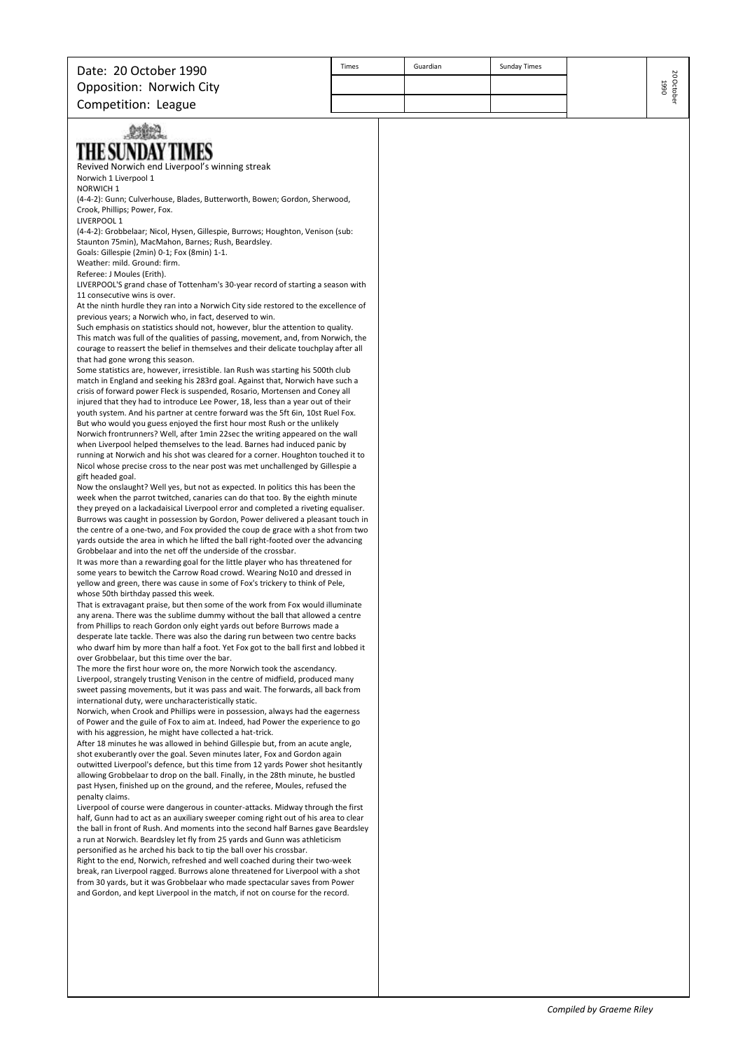| Date: 20 October 1990 | Times | Guardian | Sunday Times | |
|---|---|---|---|---|
| Opposition: Norwich City | | | | |
| Competition: League | | | | |

20 October 1990

# THE SUNDAY TIMES

Revived Norwich end Liverpool's winning streak

Norwich 1 Liverpool 1

NORWICH 1

(4-4-2): Gunn; Culverhouse, Blades, Butterworth, Bowen; Gordon, Sherwood, Crook, Phillips; Power, Fox.

LIVERPOOL 1

(4-4-2): Grobbelaar; Nicol, Hysen, Gillespie, Burrows; Houghton, Venison (sub: Staunton 75min), MacMahon, Barnes; Rush, Beardsley.

Goals: Gillespie (2min) 0-1; Fox (8min) 1-1.

Weather: mild. Ground: firm.

Referee: J Moules (Erith).

LIVERPOOL'S grand chase of Tottenham's 30-year record of starting a season with 11 consecutive wins is over.

At the ninth hurdle they ran into a Norwich City side restored to the excellence of previous years; a Norwich who, in fact, deserved to win.

Such emphasis on statistics should not, however, blur the attention to quality. This match was full of the qualities of passing, movement, and, from Norwich, the courage to reassert the belief in themselves and their delicate touchplay after all that had gone wrong this season.

Some statistics are, however, irresistible. Ian Rush was starting his 500th club match in England and seeking his 283rd goal. Against that, Norwich have such a crisis of forward power Fleck is suspended, Rosario, Mortensen and Coney all injured that they had to introduce Lee Power, 18, less than a year out of their youth system. And his partner at centre forward was the 5ft 6in, 10st Ruel Fox. But who would you guess enjoyed the first hour most Rush or the unlikely Norwich frontrunners? Well, after 1min 22sec the writing appeared on the wall when Liverpool helped themselves to the lead. Barnes had induced panic by running at Norwich and his shot was cleared for a corner. Houghton touched it to Nicol whose precise cross to the near post was met unchallenged by Gillespie a gift headed goal.

Now the onslaught? Well yes, but not as expected. In politics this has been the week when the parrot twitched, canaries can do that too. By the eighth minute they preyed on a lackadaisical Liverpool error and completed a riveting equaliser. Burrows was caught in possession by Gordon, Power delivered a pleasant touch in the centre of a one-two, and Fox provided the coup de grace with a shot from two yards outside the area in which he lifted the ball right-footed over the advancing Grobbelaar and into the net off the underside of the crossbar.

It was more than a rewarding goal for the little player who has threatened for some years to bewitch the Carrow Road crowd. Wearing No10 and dressed in yellow and green, there was cause in some of Fox's trickery to think of Pele, whose 50th birthday passed this week.

That is extravagant praise, but then some of the work from Fox would illuminate any arena. There was the sublime dummy without the ball that allowed a centre from Phillips to reach Gordon only eight yards out before Burrows made a desperate late tackle. There was also the daring run between two centre backs who dwarf him by more than half a foot. Yet Fox got to the ball first and lobbed it over Grobbelaar, but this time over the bar.

The more the first hour wore on, the more Norwich took the ascendancy. Liverpool, strangely trusting Venison in the centre of midfield, produced many sweet passing movements, but it was pass and wait. The forwards, all back from international duty, were uncharacteristically static.

Norwich, when Crook and Phillips were in possession, always had the eagerness of Power and the guile of Fox to aim at. Indeed, had Power the experience to go with his aggression, he might have collected a hat-trick.

After 18 minutes he was allowed in behind Gillespie but, from an acute angle, shot exuberantly over the goal. Seven minutes later, Fox and Gordon again outwitted Liverpool's defence, but this time from 12 yards Power shot hesitantly allowing Grobbelaar to drop on the ball. Finally, in the 28th minute, he bustled past Hysen, finished up on the ground, and the referee, Moules, refused the penalty claims.

Liverpool of course were dangerous in counter-attacks. Midway through the first half, Gunn had to act as an auxiliary sweeper coming right out of his area to clear the ball in front of Rush. And moments into the second half Barnes gave Beardsley a run at Norwich. Beardsley let fly from 25 yards and Gunn was athleticism personified as he arched his back to tip the ball over his crossbar.

Right to the end, Norwich, refreshed and well coached during their two-week break, ran Liverpool ragged. Burrows alone threatened for Liverpool with a shot from 30 yards, but it was Grobbelaar who made spectacular saves from Power and Gordon, and kept Liverpool in the match, if not on course for the record.

*Compiled by Graeme Riley*